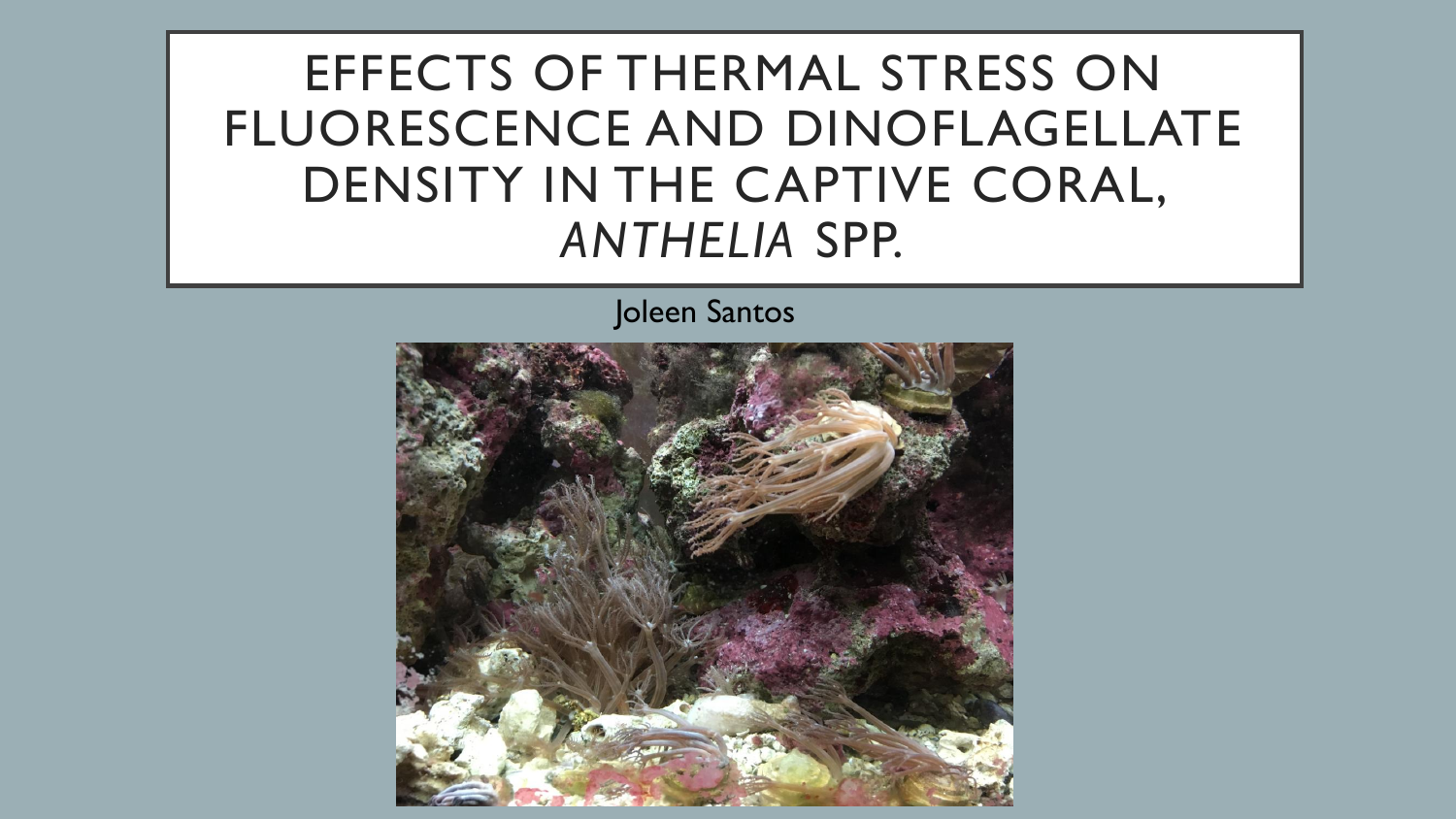# EFFECTS OF THERMAL STRESS ON FLUORESCENCE AND DINOFLAGELLATE DENSITY IN THE CAPTIVE CORAL, *ANTHELIA* SPP.

Joleen Santos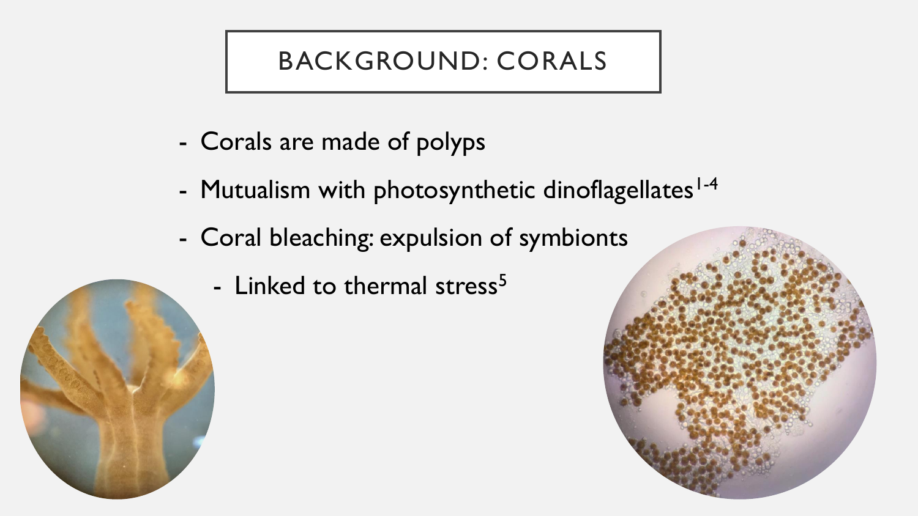# BACKGROUND: CORALS

- Corals are made of polyps
- Mutualism with photosynthetic dinoflagellates[1-4]
- Coral bleaching: expulsion of symbionts
  - Linked to thermal stress[5]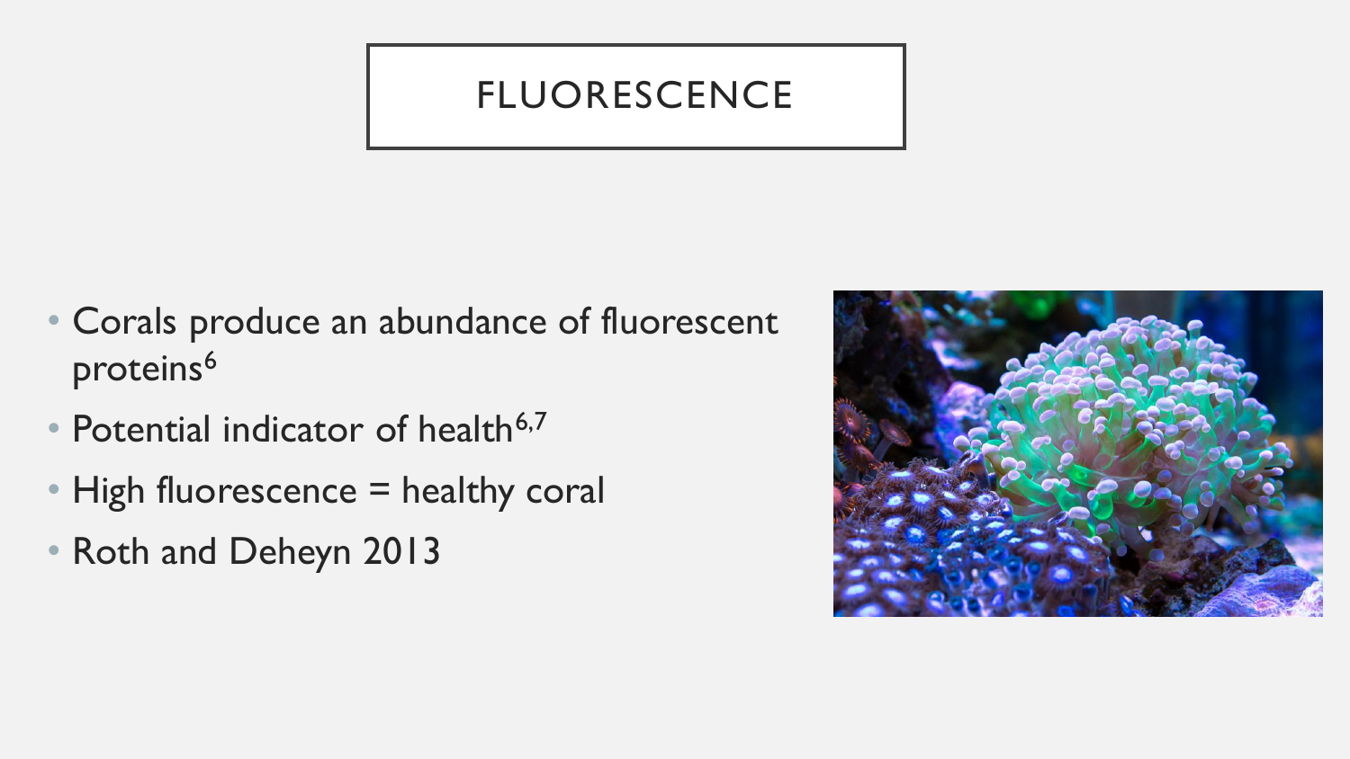# FLUORESCENCE

- Corals produce an abundance of fluorescent proteins[6]
- Potential indicator of health[6,7]
- High fluorescence = healthy coral
- Roth and Deheyn 2013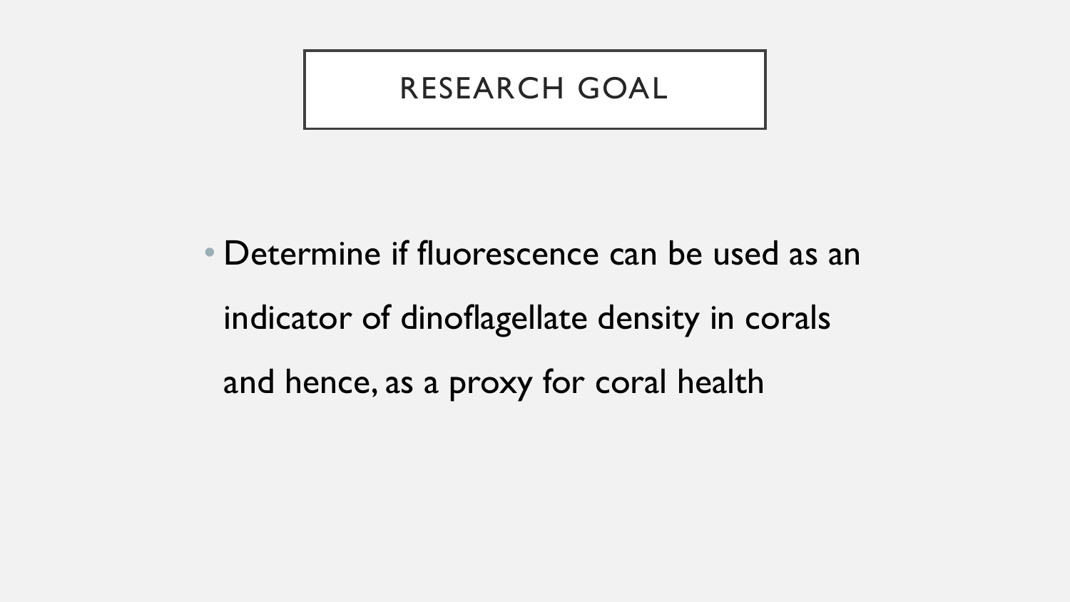# RESEARCH GOAL

- Determine if fluorescence can be used as an indicator of dinoflagellate density in corals and hence, as a proxy for coral health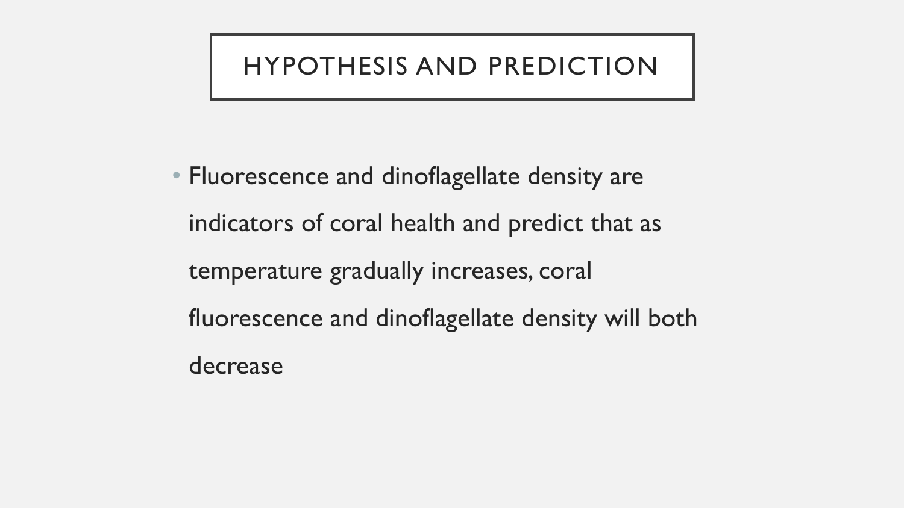# HYPOTHESIS AND PREDICTION

- Fluorescence and dinoflagellate density are indicators of coral health and predict that as temperature gradually increases, coral fluorescence and dinoflagellate density will both decrease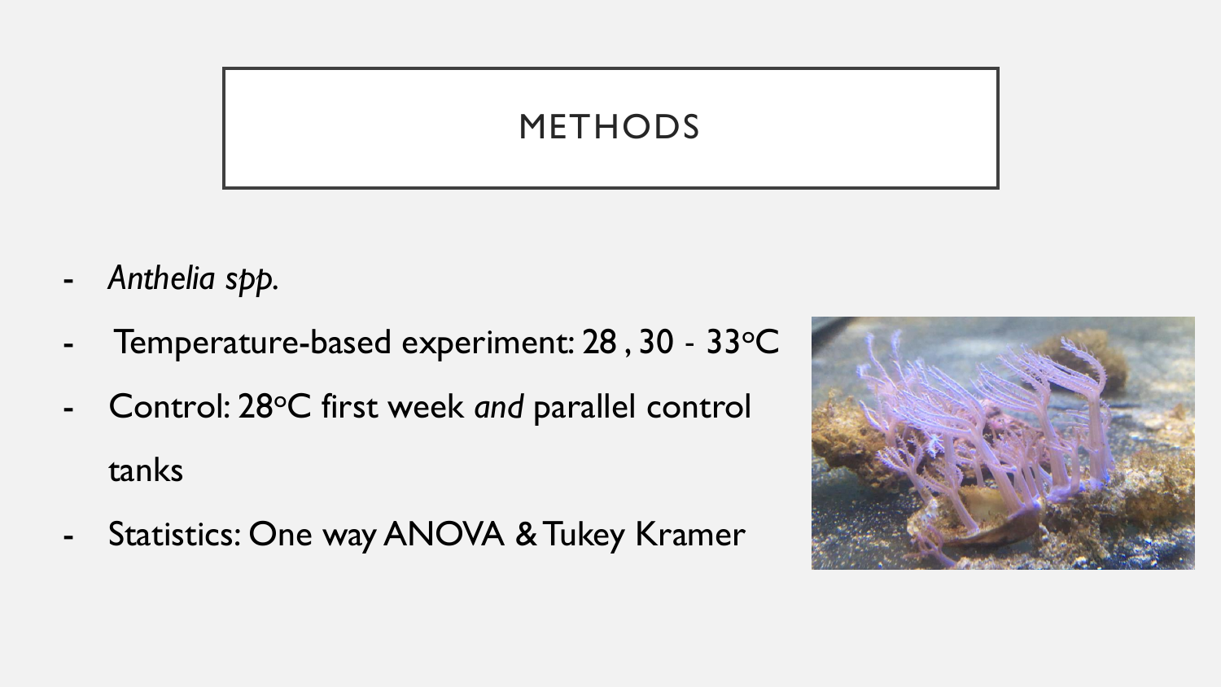# METHODS

- *Anthelia spp.*
- Temperature-based experiment: 28 , 30 - 33°C
- Control: 28°C first week *and* parallel control tanks
- Statistics: One way ANOVA & Tukey Kramer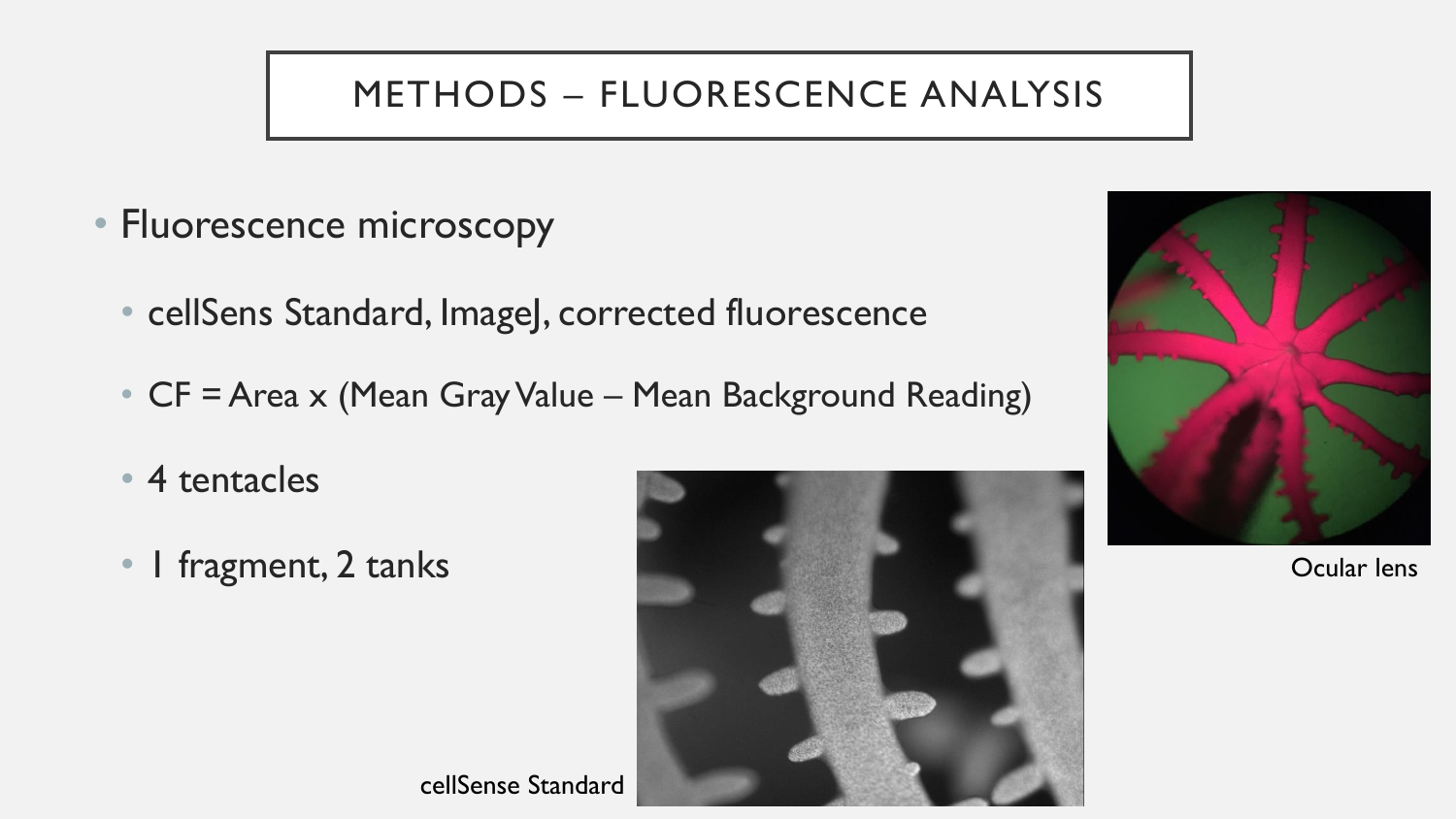# METHODS – FLUORESCENCE ANALYSIS

- Fluorescence microscopy
  - cellSens Standard, ImageJ, corrected fluorescence
  - CF = Area x (Mean Gray Value – Mean Background Reading)
  - 4 tentacles
  - 1 fragment, 2 tanks

Ocular lens

cellSense Standard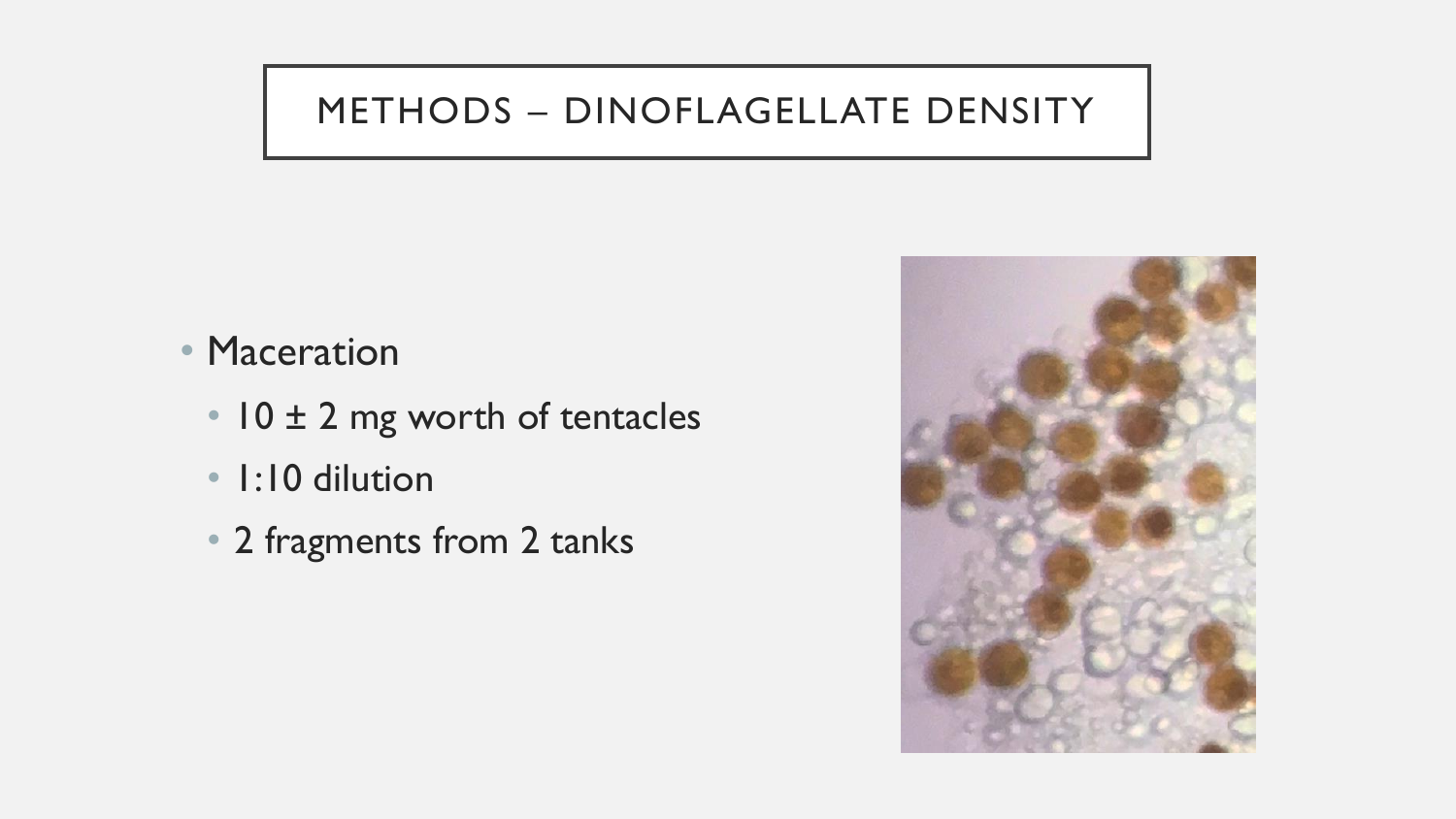# METHODS – DINOFLAGELLATE DENSITY

- Maceration
  - $10 \pm 2$ mg worth of tentacles
  - 1:10 dilution
  - 2 fragments from 2 tanks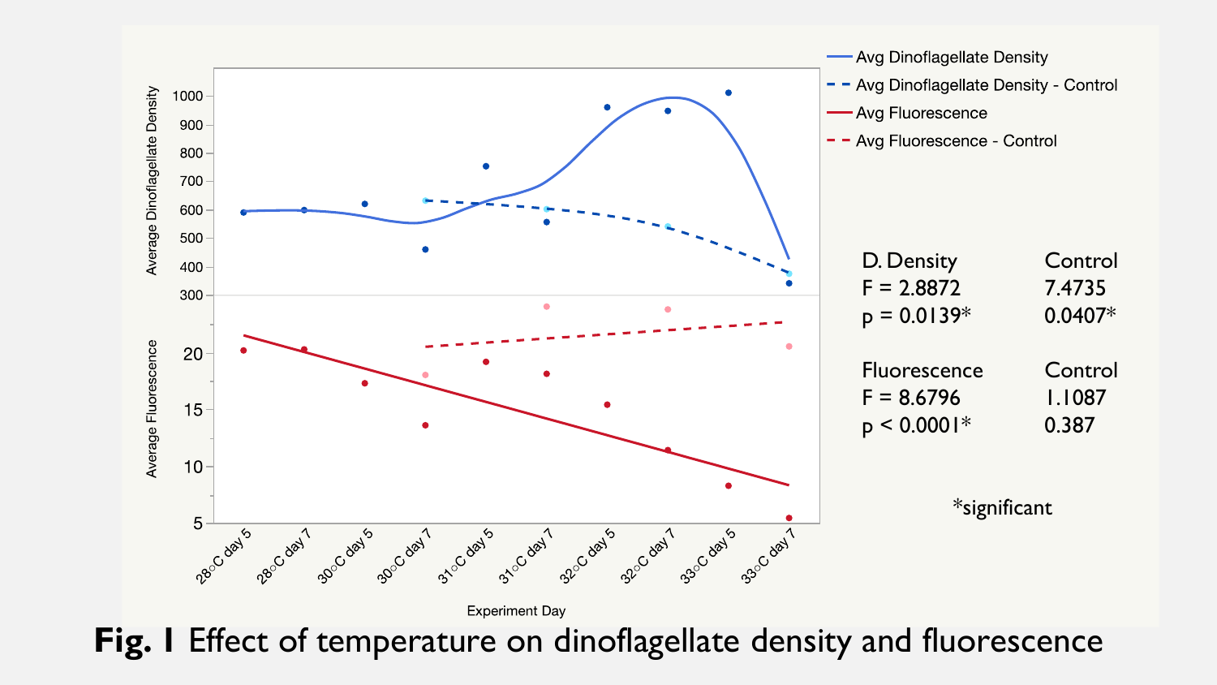| D. Density | Control |
| --- | --- |
| F = 2.8872 | 7.4735 |
| p = 0.0139* | 0.0407* |

| Fluorescence | Control |
| --- | --- |
| F = 8.6796 | 1.1087 |
| p < 0.0001* | 0.387 |

*significant

**Fig. 1** Effect of temperature on dinoflagellate density and fluorescence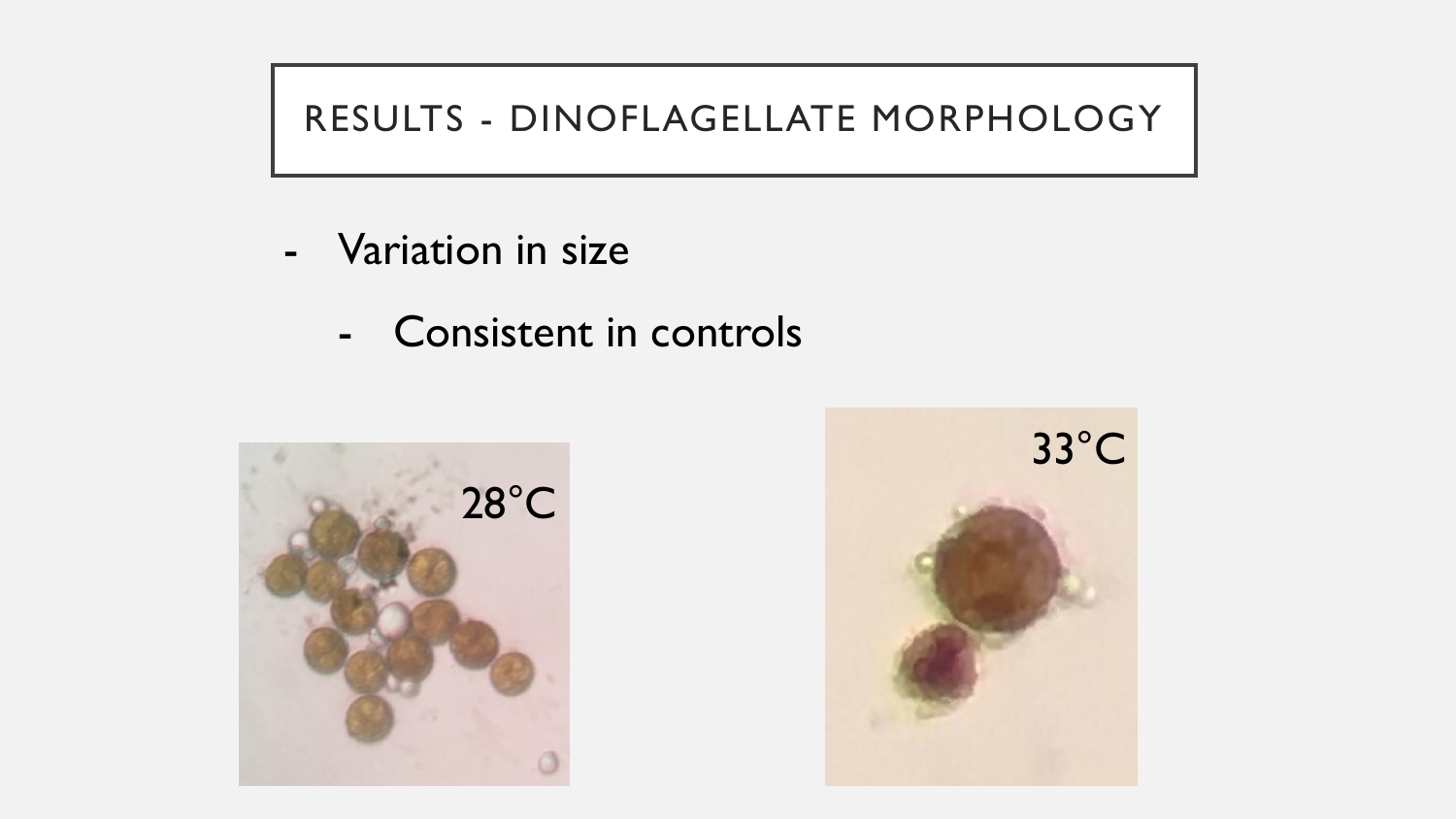# RESULTS - DINOFLAGELLATE MORPHOLOGY

- Variation in size
  - Consistent in controls

28°C

33°C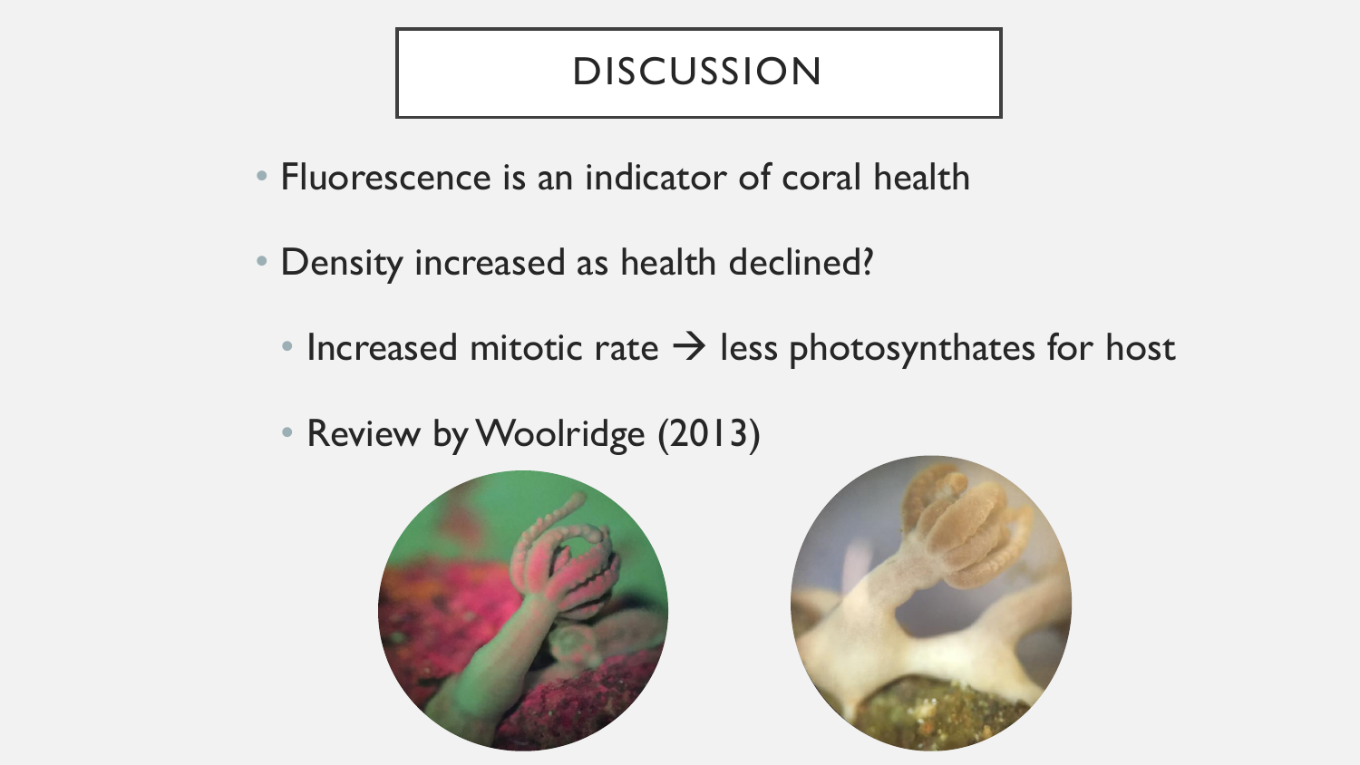# DISCUSSION

- Fluorescence is an indicator of coral health
- Density increased as health declined?
  - Increased mitotic rate → less photosynthates for host
  - Review by Woolridge (2013)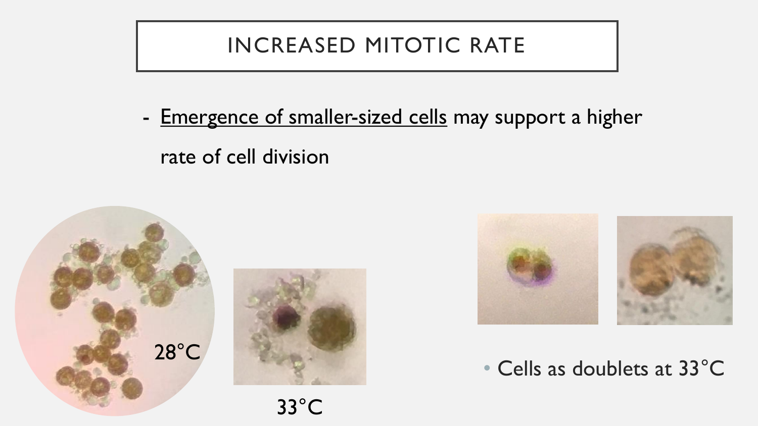# INCREASED MITOTIC RATE

- Emergence of smaller-sized cells may support a higher rate of cell division

28°C

33°C

- Cells as doublets at 33°C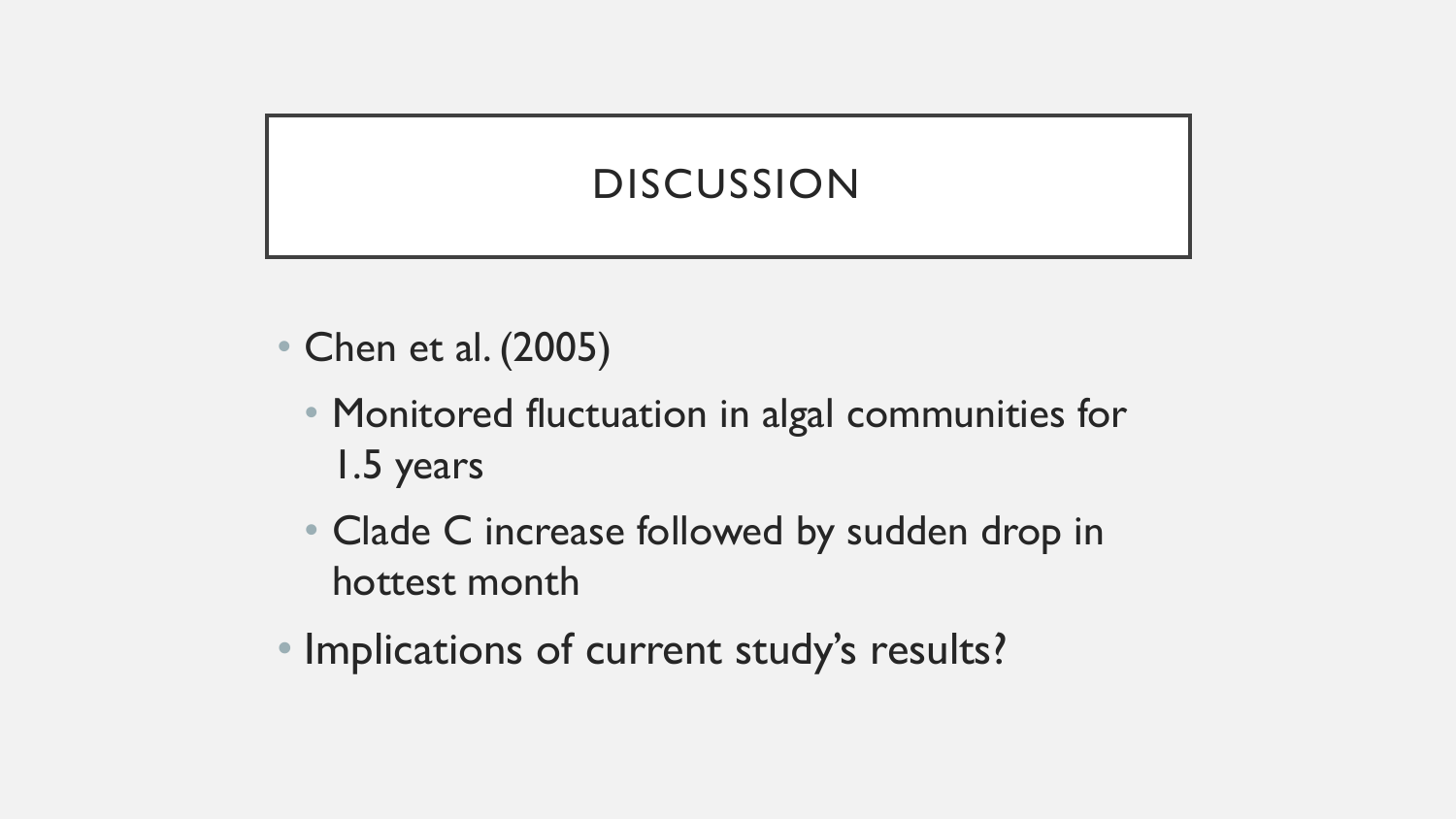# DISCUSSION

- Chen et al. (2005)
  - Monitored fluctuation in algal communities for 1.5 years
  - Clade C increase followed by sudden drop in hottest month
- Implications of current study's results?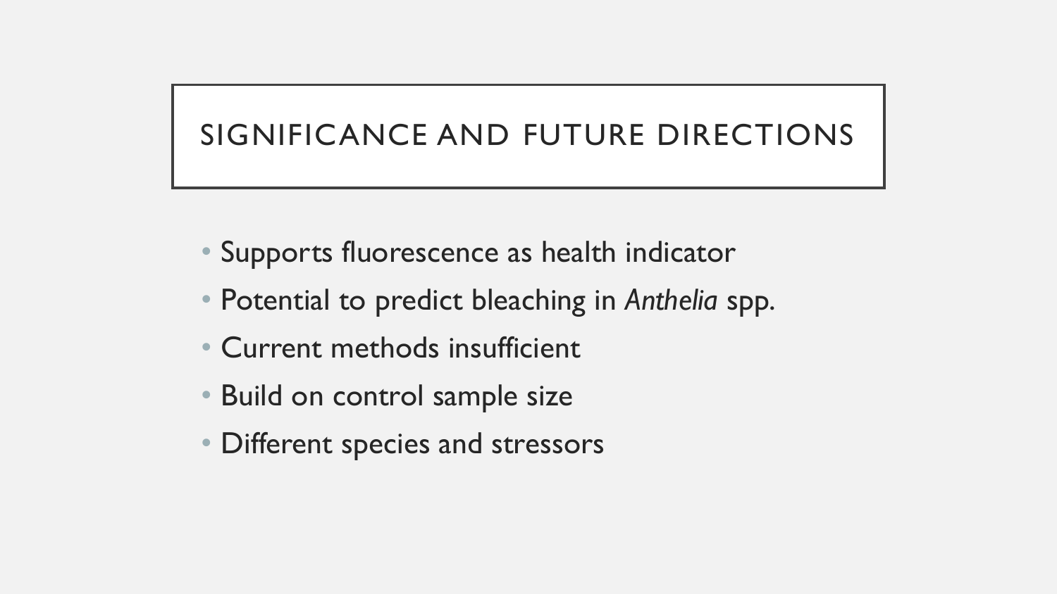## SIGNIFICANCE AND FUTURE DIRECTIONS

- Supports fluorescence as health indicator
- Potential to predict bleaching in *Anthelia* spp.
- Current methods insufficient
- Build on control sample size
- Different species and stressors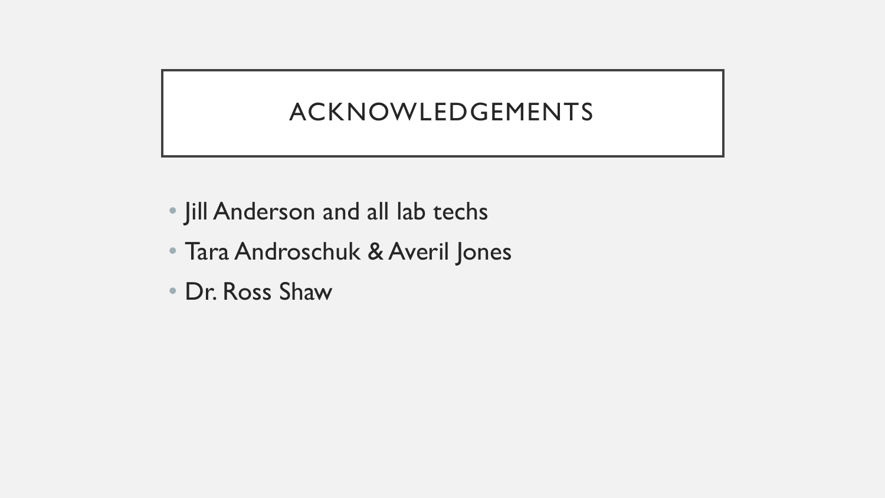# ACKNOWLEDGEMENTS

- Jill Anderson and all lab techs
- Tara Androschuk & Averil Jones
- Dr. Ross Shaw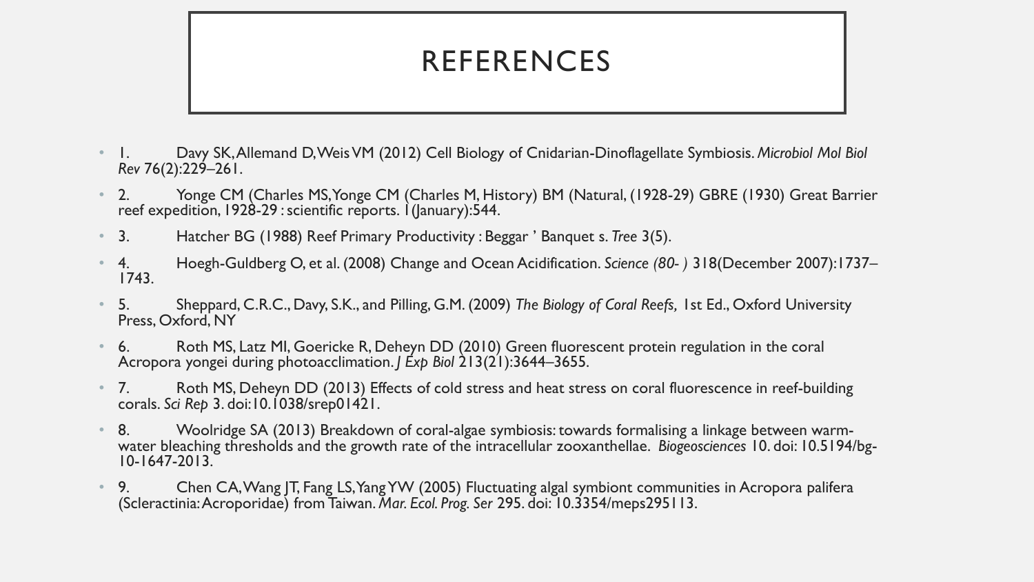# REFERENCES

1. Davy SK, Allemand D, Weis VM (2012) Cell Biology of Cnidarian-Dinoflagellate Symbiosis. *Microbiol Mol Biol Rev* 76(2):229–261.
2. Yonge CM (Charles MS, Yonge CM (Charles M, History) BM (Natural, (1928-29) GBRE (1930) Great Barrier reef expedition, 1928-29 : scientific reports. 1(January):544.
3. Hatcher BG (1988) Reef Primary Productivity : Beggar ' Banquet s. *Tree* 3(5).
4. Hoegh-Guldberg O, et al. (2008) Change and Ocean Acidification. *Science (80- )* 318(December 2007):1737–1743.
5. Sheppard, C.R.C., Davy, S.K., and Pilling, G.M. (2009) *The Biology of Coral Reefs,* 1st Ed., Oxford University Press, Oxford, NY
6. Roth MS, Latz MI, Goericke R, Deheyn DD (2010) Green fluorescent protein regulation in the coral Acropora yongei during photoacclimation. *J Exp Biol* 213(21):3644–3655.
7. Roth MS, Deheyn DD (2013) Effects of cold stress and heat stress on coral fluorescence in reef-building corals. *Sci Rep* 3. doi:10.1038/srep01421.
8. Woolridge SA (2013) Breakdown of coral-algae symbiosis: towards formalising a linkage between warm-water bleaching thresholds and the growth rate of the intracellular zooxanthellae. *Biogeosciences* 10. doi: 10.5194/bg-10-1647-2013.
9. Chen CA, Wang JT, Fang LS, Yang YW (2005) Fluctuating algal symbiont communities in Acropora palifera (Scleractinia: Acroporidae) from Taiwan. *Mar. Ecol. Prog. Ser* 295. doi: 10.3354/meps295113.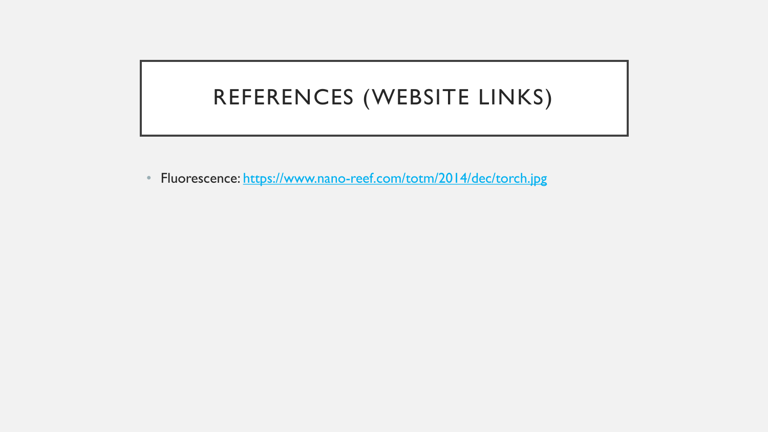# REFERENCES (WEBSITE LINKS)

- Fluorescence: https://www.nano-reef.com/totm/2014/dec/torch.jpg